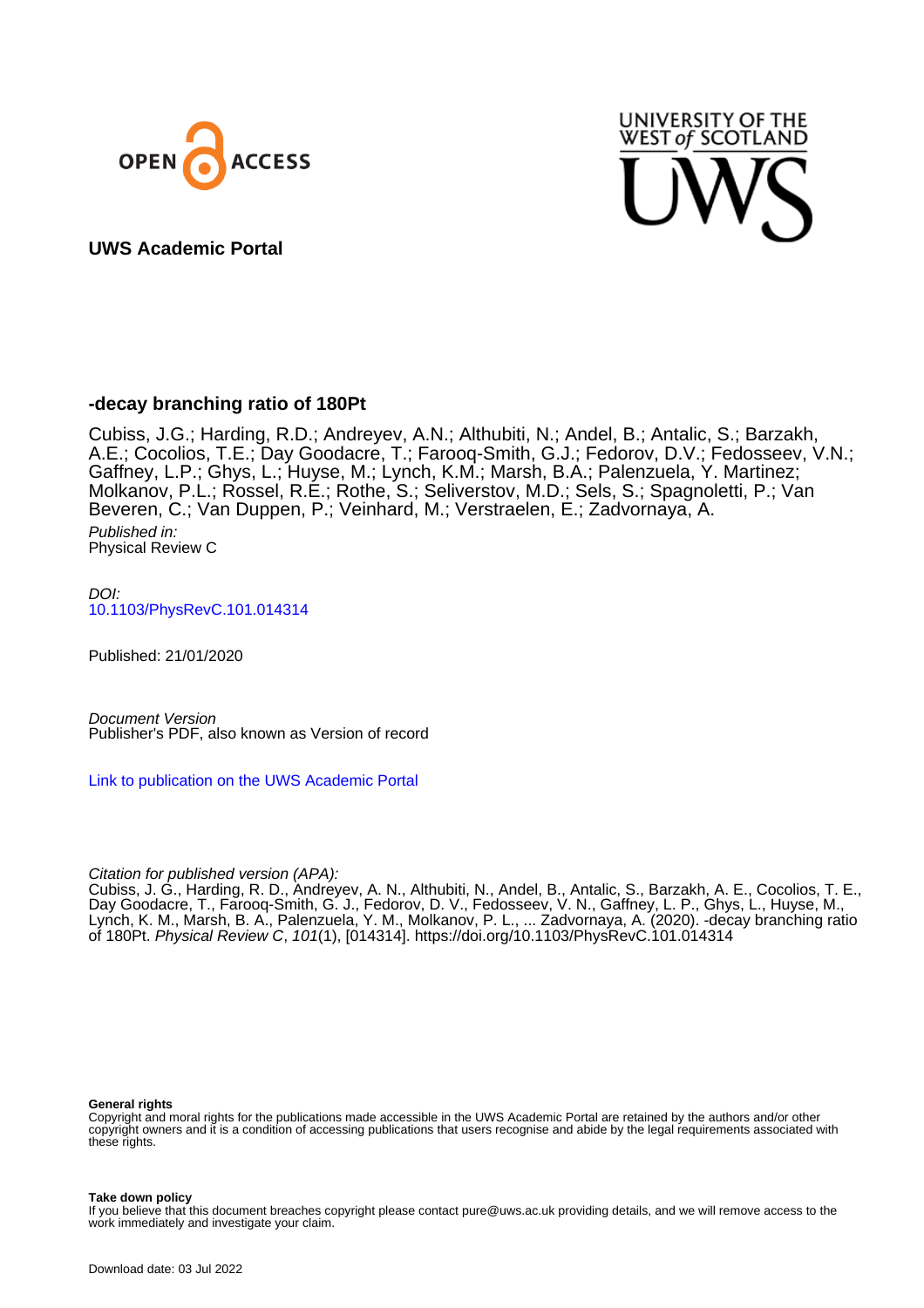UWS Academic Portal

# -decay branching ratio of 180Pt

Cubiss, J.G.; Harding, R.D.; Andreyev, A.N.; Althubiti, N.; Andel, B.; Antalic, S.; Barzakh, A.E.; Cocolios, T.E.; Day Goodacre, T.; Farooq-Smith, G.J.; Fedorov, D.V.; Fedosseev, V.N.; Gaffney, L.P.; Ghys, L.; Huyse, M.; Lynch, K.M.; Marsh, B.A.; Palenzuela, Y. Martinez; Molkanov, P.L.; Rossel, R.E.; Rothe, S.; Seliverstov, M.D.; Sels, S.; Spagnoletti, P.; Van Beveren, C.; Van Duppen, P.; Veinhard, M.; Verstraelen, E.; Zadvornaya, A.

*Published in:*
Physical Review C

*DOI:*
10.1103/PhysRevC.101.014314

Published: 21/01/2020

*Document Version*
Publisher's PDF, also known as Version of record

Link to publication on the UWS Academic Portal

*Citation for published version (APA):*
Cubiss, J. G., Harding, R. D., Andreyev, A. N., Althubiti, N., Andel, B., Antalic, S., Barzakh, A. E., Cocolios, T. E., Day Goodacre, T., Farooq-Smith, G. J., Fedorov, D. V., Fedosseev, V. N., Gaffney, L. P., Ghys, L., Huyse, M., Lynch, K. M., Marsh, B. A., Palenzuela, Y. M., Molkanov, P. L., ... Zadvornaya, A. (2020). -decay branching ratio of 180Pt. *Physical Review C*, *101*(1), [014314]. https://doi.org/10.1103/PhysRevC.101.014314

**General rights**
Copyright and moral rights for the publications made accessible in the UWS Academic Portal are retained by the authors and/or other copyright owners and it is a condition of accessing publications that users recognise and abide by the legal requirements associated with these rights.

**Take down policy**
If you believe that this document breaches copyright please contact pure@uws.ac.uk providing details, and we will remove access to the work immediately and investigate your claim.

Download date: 03 Jul 2022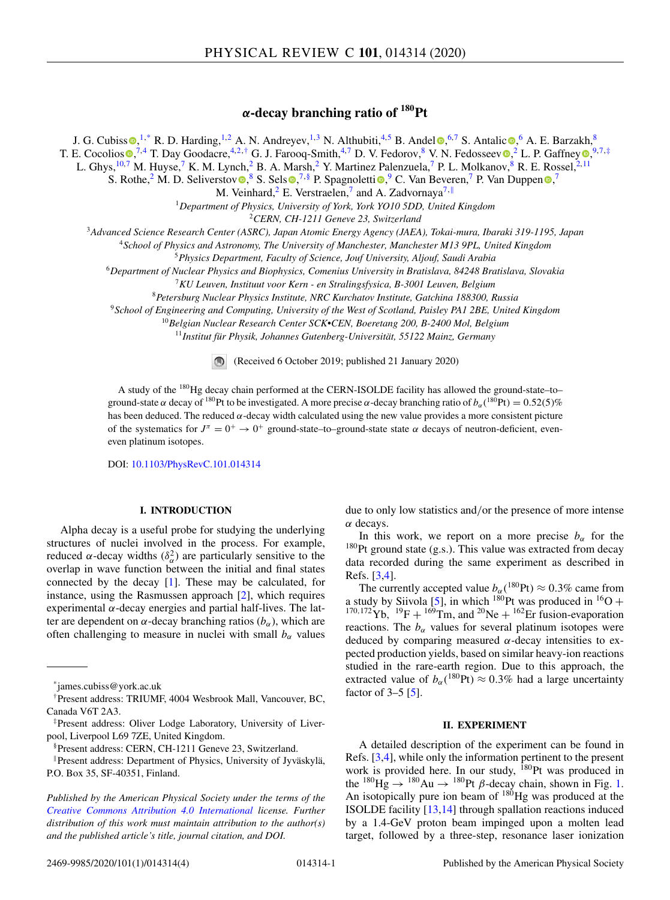# $\alpha$-decay branching ratio of $^{180}$Pt

J. G. Cubiss,[1,*] R. D. Harding,[1,2] A. N. Andreyev,[1,3] N. Althubiti,[4,5] B. Andel,[6,7] S. Antalic,[6] A. E. Barzakh,[8] T. E. Cocolios,[7,4] T. Day Goodacre,[4,2,†] G. J. Farooq-Smith,[4,7] D. V. Fedorov,[8] V. N. Fedosseev,[2] L. P. Gaffney,[9,7,‡] L. Ghys,[10,7] M. Huyse,[7] K. M. Lynch,[2] B. A. Marsh,[2] Y. Martinez Palenzuela,[7] P. L. Molkanov,[8] R. E. Rossel,[2,11] S. Rothe,[2] M. D. Seliverstov,[8] S. Sels,[7,§] P. Spagnoletti,[9] C. Van Beveren,[7] P. Van Duppen,[7] M. Veinhard,[2] E. Verstraelen,[7] and A. Zadvornaya[7,‖]

[1]*Department of Physics, University of York, York YO10 5DD, United Kingdom*
[2]*CERN, CH-1211 Geneve 23, Switzerland*
[3]*Advanced Science Research Center (ASRC), Japan Atomic Energy Agency (JAEA), Tokai-mura, Ibaraki 319-1195, Japan*
[4]*School of Physics and Astronomy, The University of Manchester, Manchester M13 9PL, United Kingdom*
[5]*Physics Department, Faculty of Science, Jouf University, Aljouf, Saudi Arabia*
[6]*Department of Nuclear Physics and Biophysics, Comenius University in Bratislava, 84248 Bratislava, Slovakia*
[7]*KU Leuven, Instituut voor Kern - en Stralingsfysica, B-3001 Leuven, Belgium*
[8]*Petersburg Nuclear Physics Institute, NRC Kurchatov Institute, Gatchina 188300, Russia*
[9]*School of Engineering and Computing, University of the West of Scotland, Paisley PA1 2BE, United Kingdom*
[10]*Belgian Nuclear Research Center SCK•CEN, Boeretang 200, B-2400 Mol, Belgium*
[11]*Institut für Physik, Johannes Gutenberg-Universität, 55122 Mainz, Germany*

(Received 6 October 2019; published 21 January 2020)

A study of the $^{180}$Hg decay chain performed at the CERN-ISOLDE facility has allowed the ground-state–to–ground-state $\alpha$ decay of $^{180}$Pt to be investigated. A more precise $\alpha$-decay branching ratio of $b_\alpha(^{180}\text{Pt}) = 0.52(5)\%$ has been deduced. The reduced $\alpha$-decay width calculated using the new value provides a more consistent picture of the systematics for $J^\pi = 0^+ \to 0^+$ ground-state–to–ground-state state $\alpha$ decays of neutron-deficient, even-even platinum isotopes.

DOI: 10.1103/PhysRevC.101.014314

## I. INTRODUCTION

Alpha decay is a useful probe for studying the underlying structures of nuclei involved in the process. For example, reduced $\alpha$-decay widths ($\delta_\alpha^2$) are particularly sensitive to the overlap in wave function between the initial and final states connected by the decay [1]. These may be calculated, for instance, using the Rasmussen approach [2], which requires experimental $\alpha$-decay energies and partial half-lives. The latter are dependent on $\alpha$-decay branching ratios ($b_\alpha$), which are often challenging to measure in nuclei with small $b_\alpha$ values due to only low statistics and/or the presence of more intense $\alpha$ decays.

In this work, we report on a more precise $b_\alpha$ for the $^{180}$Pt ground state (g.s.). This value was extracted from decay data recorded during the same experiment as described in Refs. [3,4].

The currently accepted value $b_\alpha(^{180}\text{Pt}) \approx 0.3\%$ came from a study by Siivola [5], in which $^{180}$Pt was produced in $^{16}$O + $^{170,172}$Yb, $^{19}$F + $^{169}$Tm, and $^{20}$Ne + $^{162}$Er fusion-evaporation reactions. The $b_\alpha$ values for several platinum isotopes were deduced by comparing measured $\alpha$-decay intensities to expected production yields, based on similar heavy-ion reactions studied in the rare-earth region. Due to this approach, the extracted value of $b_\alpha(^{180}\text{Pt}) \approx 0.3\%$ had a large uncertainty factor of 3–5 [5].

## II. EXPERIMENT

A detailed description of the experiment can be found in Refs. [3,4], while only the information pertinent to the present work is provided here. In our study, $^{180}$Pt was produced in the $^{180}$Hg $\to$ $^{180}$Au $\to$ $^{180}$Pt $\beta$-decay chain, shown in Fig. 1. An isotopically pure ion beam of $^{180}$Hg was produced at the ISOLDE facility [13,14] through spallation reactions induced by a 1.4-GeV proton beam impinged upon a molten lead target, followed by a three-step, resonance laser ionization

---

*james.cubiss@york.ac.uk

†Present address: TRIUMF, 4004 Wesbrook Mall, Vancouver, BC, Canada V6T 2A3.

‡Present address: Oliver Lodge Laboratory, University of Liverpool, Liverpool L69 7ZE, United Kingdom.

§Present address: CERN, CH-1211 Geneve 23, Switzerland.

‖Present address: Department of Physics, University of Jyväskylä, P.O. Box 35, SF-40351, Finland.

*Published by the American Physical Society under the terms of the Creative Commons Attribution 4.0 International license. Further distribution of this work must maintain attribution to the author(s) and the published article's title, journal citation, and DOI.*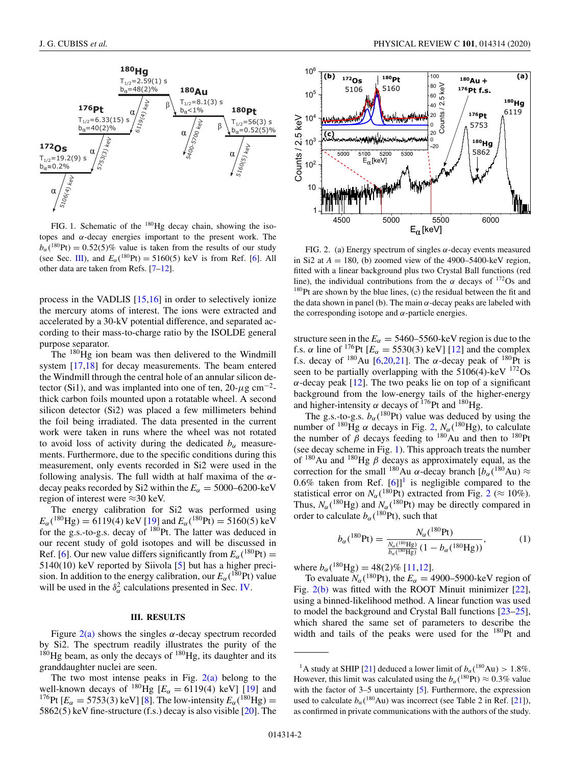FIG. 1. Schematic of the $^{180}$Hg decay chain, showing the isotopes and α-decay energies important to the present work. The $b_\alpha(^{180}\text{Pt}) = 0.52(5)\%$ value is taken from the results of our study (see Sec. III), and $E_\alpha(^{180}\text{Pt}) = 5160(5)$ keV is from Ref. [6]. All other data are taken from Refs. [7–12].

process in the VADLIS [15,16] in order to selectively ionize the mercury atoms of interest. The ions were extracted and accelerated by a 30-kV potential difference, and separated according to their mass-to-charge ratio by the ISOLDE general purpose separator.

The $^{180}$Hg ion beam was then delivered to the Windmill system [17,18] for decay measurements. The beam entered the Windmill through the central hole of an annular silicon detector (Si1), and was implanted into one of ten, 20-μg cm$^{-2}$-thick carbon foils mounted upon a rotatable wheel. A second silicon detector (Si2) was placed a few millimeters behind the foil being irradiated. The data presented in the current work were taken in runs where the wheel was not rotated to avoid loss of activity during the dedicated $b_\alpha$ measurements. Furthermore, due to the specific conditions during this measurement, only events recorded in Si2 were used in the following analysis. The full width at half maxima of the α-decay peaks recorded by Si2 within the $E_\alpha = 5000$–6200-keV region of interest were ≈30 keV.

The energy calibration for Si2 was performed using $E_\alpha(^{180}\text{Hg}) = 6119(4)$ keV [19] and $E_\alpha(^{180}\text{Pt}) = 5160(5)$ keV for the g.s.-to-g.s. decay of $^{180}$Pt. The latter was deduced in our recent study of gold isotopes and will be discussed in Ref. [6]. Our new value differs significantly from $E_\alpha(^{180}\text{Pt}) = 5140(10)$ keV reported by Siivola [5] but has a higher precision. In addition to the energy calibration, our $E_\alpha(^{180}\text{Pt})$ value will be used in the $\delta_\alpha^2$ calculations presented in Sec. IV.

## III. RESULTS

Figure 2(a) shows the singles α-decay spectrum recorded by Si2. The spectrum readily illustrates the purity of the $^{180}$Hg beam, as only the decays of $^{180}$Hg, its daughter and its granddaughter nuclei are seen.

The two most intense peaks in Fig. 2(a) belong to the well-known decays of $^{180}$Hg [$E_\alpha = 6119(4)$ keV] [19] and $^{176}$Pt [$E_\alpha = 5753(3)$ keV] [8]. The low-intensity $E_\alpha(^{180}\text{Hg}) = 5862(5)$ keV fine-structure (f.s.) decay is also visible [20]. The structure seen in the $E_\alpha = 5460$–5560-keV region is due to the f.s. α line of $^{176}$Pt [$E_\alpha = 5530(3)$ keV] [12] and the complex f.s. decay of $^{180}$Au [6,20,21]. The α-decay peak of $^{180}$Pt is seen to be partially overlapping with the 5106(4)-keV $^{172}$Os α-decay peak [12]. The two peaks lie on top of a significant background from the low-energy tails of the higher-energy and higher-intensity α decays of $^{176}$Pt and $^{180}$Hg.

FIG. 2. (a) Energy spectrum of singles α-decay events measured in Si2 at $A = 180$, (b) zoomed view of the 4900–5400-keV region, fitted with a linear background plus two Crystal Ball functions (red line), the individual contributions from the α decays of $^{172}$Os and $^{180}$Pt are shown by the blue lines, (c) the residual between the fit and the data shown in panel (b). The main α-decay peaks are labeled with the corresponding isotope and α-particle energies.

The g.s.-to-g.s. $b_\alpha(^{180}\text{Pt})$ value was deduced by using the number of $^{180}$Hg α decays in Fig. 2, $N_\alpha(^{180}\text{Hg})$, to calculate the number of β decays feeding to $^{180}$Au and then to $^{180}$Pt (see decay scheme in Fig. 1). This approach treats the number of $^{180}$Au and $^{180}$Hg β decays as approximately equal, as the correction for the small $^{180}$Au α-decay branch [$b_\alpha(^{180}\text{Au}) \approx 0.6\%$ taken from Ref. [6]][1] is negligible compared to the statistical error on $N_\alpha(^{180}\text{Pt})$ extracted from Fig. 2 (≈ 10%). Thus, $N_\alpha(^{180}\text{Hg})$ and $N_\alpha(^{180}\text{Pt})$ may be directly compared in order to calculate $b_\alpha(^{180}\text{Pt})$, such that

$$b_\alpha(^{180}\text{Pt}) = \frac{N_\alpha(^{180}\text{Pt})}{\frac{N_\alpha(^{180}\text{Hg})}{b_\alpha(^{180}\text{Hg})}\left(1 - b_\alpha(^{180}\text{Hg})\right)}, \tag{1}$$

where $b_\alpha(^{180}\text{Hg}) = 48(2)\%$ [11,12].

To evaluate $N_\alpha(^{180}\text{Pt})$, the $E_\alpha = 4900$–5900-keV region of Fig. 2(b) was fitted with the ROOT Minuit minimizer [22], using a binned-likelihood method. A linear function was used to model the background and Crystal Ball functions [23–25], which shared the same set of parameters to describe the width and tails of the peaks were used for the $^{180}$Pt and

[1] A study at SHIP [21] deduced a lower limit of $b_\alpha(^{180}\text{Au}) > 1.8\%$. However, this limit was calculated using the $b_\alpha(^{180}\text{Pt}) \approx 0.3\%$ value with the factor of 3–5 uncertainty [5]. Furthermore, the expression used to calculate $b_\alpha(^{180}\text{Au})$ was incorrect (see Table 2 in Ref. [21]), as confirmed in private communications with the authors of the study.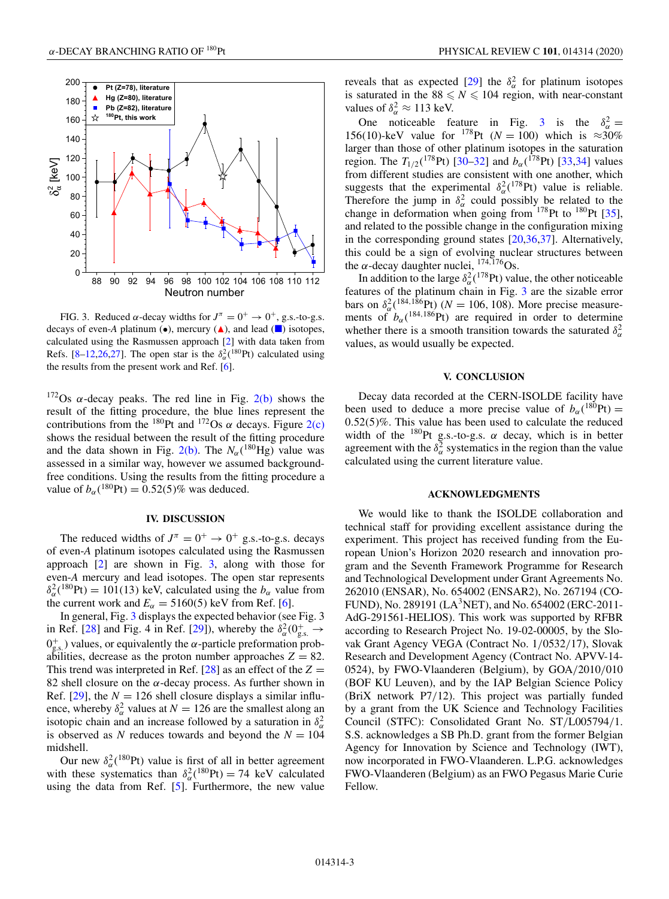FIG. 3. Reduced $\alpha$-decay widths for $J^{\pi} = 0^{+} \rightarrow 0^{+}$, g.s.-to-g.s. decays of even-$A$ platinum (●), mercury (▲), and lead (■) isotopes, calculated using the Rasmussen approach [2] with data taken from Refs. [8–12,26,27]. The open star is the $\delta_{\alpha}^{2}(^{180}\mathrm{Pt})$ calculated using the results from the present work and Ref. [6].

$^{172}$Os $\alpha$-decay peaks. The red line in Fig. 2(b) shows the result of the fitting procedure, the blue lines represent the contributions from the $^{180}$Pt and $^{172}$Os $\alpha$ decays. Figure 2(c) shows the residual between the result of the fitting procedure and the data shown in Fig. 2(b). The $N_{\alpha}(^{180}\mathrm{Hg})$ value was assessed in a similar way, however we assumed background-free conditions. Using the results from the fitting procedure a value of $b_{\alpha}(^{180}\mathrm{Pt}) = 0.52(5)\%$ was deduced.

## IV. DISCUSSION

The reduced widths of $J^{\pi} = 0^{+} \rightarrow 0^{+}$ g.s.-to-g.s. decays of even-$A$ platinum isotopes calculated using the Rasmussen approach [2] are shown in Fig. 3, along with those for even-$A$ mercury and lead isotopes. The open star represents $\delta_{\alpha}^{2}(^{180}\mathrm{Pt}) = 101(13)$ keV, calculated using the $b_{\alpha}$ value from the current work and $E_{\alpha} = 5160(5)$ keV from Ref. [6].

In general, Fig. 3 displays the expected behavior (see Fig. 3 in Ref. [28] and Fig. 4 in Ref. [29]), whereby the $\delta_{\alpha}^{2}(0^{+}_{\mathrm{g.s.}} \rightarrow 0^{+}_{\mathrm{g.s.}})$ values, or equivalently the $\alpha$-particle preformation probabilities, decrease as the proton number approaches $Z = 82$. This trend was interpreted in Ref. [28] as an effect of the $Z = 82$ shell closure on the $\alpha$-decay process. As further shown in Ref. [29], the $N = 126$ shell closure displays a similar influence, whereby $\delta_{\alpha}^{2}$ values at $N = 126$ are the smallest along an isotopic chain and an increase followed by a saturation in $\delta_{\alpha}^{2}$ is observed as $N$ reduces towards and beyond the $N = 104$ midshell.

Our new $\delta_{\alpha}^{2}(^{180}\mathrm{Pt})$ value is first of all in better agreement with these systematics than $\delta_{\alpha}^{2}(^{180}\mathrm{Pt}) = 74$ keV calculated using the data from Ref. [5]. Furthermore, the new value reveals that as expected [29] the $\delta_{\alpha}^{2}$ for platinum isotopes is saturated in the $88 \leqslant N \leqslant 104$ region, with near-constant values of $\delta_{\alpha}^{2} \approx 113$ keV.

One noticeable feature in Fig. 3 is the $\delta_{\alpha}^{2} = 156(10)$-keV value for $^{178}$Pt ($N = 100$) which is $\approx$30% larger than those of other platinum isotopes in the saturation region. The $T_{1/2}(^{178}\mathrm{Pt})$ [30–32] and $b_{\alpha}(^{178}\mathrm{Pt})$ [33,34] values from different studies are consistent with one another, which suggests that the experimental $\delta_{\alpha}^{2}(^{178}\mathrm{Pt})$ value is reliable. Therefore the jump in $\delta_{\alpha}^{2}$ could possibly be related to the change in deformation when going from $^{178}$Pt to $^{180}$Pt [35], and related to the possible change in the configuration mixing in the corresponding ground states [20,36,37]. Alternatively, this could be a sign of evolving nuclear structures between the $\alpha$-decay daughter nuclei, $^{174,176}$Os.

In addition to the large $\delta_{\alpha}^{2}(^{178}\mathrm{Pt})$ value, the other noticeable features of the platinum chain in Fig. 3 are the sizable error bars on $\delta_{\alpha}^{2}(^{184,186}\mathrm{Pt})$ ($N = 106, 108$). More precise measurements of $b_{\alpha}(^{184,186}\mathrm{Pt})$ are required in order to determine whether there is a smooth transition towards the saturated $\delta_{\alpha}^{2}$ values, as would usually be expected.

## V. CONCLUSION

Decay data recorded at the CERN-ISOLDE facility have been used to deduce a more precise value of $b_{\alpha}(^{180}\mathrm{Pt}) = 0.52(5)\%$. This value has been used to calculate the reduced width of the $^{180}$Pt g.s.-to-g.s. $\alpha$ decay, which is in better agreement with the $\delta_{\alpha}^{2}$ systematics in the region than the value calculated using the current literature value.

## ACKNOWLEDGMENTS

We would like to thank the ISOLDE collaboration and technical staff for providing excellent assistance during the experiment. This project has received funding from the European Union's Horizon 2020 research and innovation program and the Seventh Framework Programme for Research and Technological Development under Grant Agreements No. 262010 (ENSAR), No. 654002 (ENSAR2), No. 267194 (CO-FUND), No. 289191 (LA$^{3}$NET), and No. 654002 (ERC-2011-AdG-291561-HELIOS). This work was supported by RFBR according to Research Project No. 19-02-00005, by the Slovak Grant Agency VEGA (Contract No. 1/0532/17), Slovak Research and Development Agency (Contract No. APVV-14-0524), by FWO-Vlaanderen (Belgium), by GOA/2010/010 (BOF KU Leuven), and by the IAP Belgian Science Policy (BriX network P7/12). This project was partially funded by a grant from the UK Science and Technology Facilities Council (STFC): Consolidated Grant No. ST/L005794/1. S.S. acknowledges a SB Ph.D. grant from the former Belgian Agency for Innovation by Science and Technology (IWT), now incorporated in FWO-Vlaanderen. L.P.G. acknowledges FWO-Vlaanderen (Belgium) as an FWO Pegasus Marie Curie Fellow.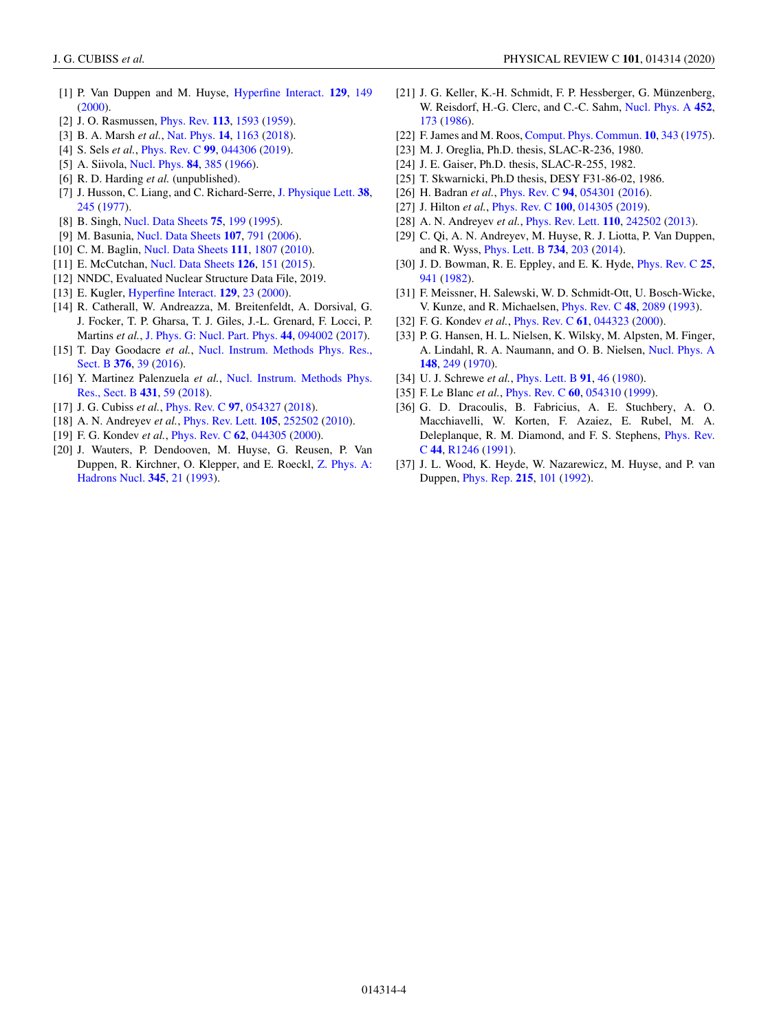[1] P. Van Duppen and M. Huyse, Hyperfine Interact. **129**, 149 (2000).

[2] J. O. Rasmussen, Phys. Rev. **113**, 1593 (1959).

[3] B. A. Marsh *et al.*, Nat. Phys. **14**, 1163 (2018).

[4] S. Sels *et al.*, Phys. Rev. C **99**, 044306 (2019).

[5] A. Siivola, Nucl. Phys. **84**, 385 (1966).

[6] R. D. Harding *et al.* (unpublished).

[7] J. Husson, C. Liang, and C. Richard-Serre, J. Physique Lett. **38**, 245 (1977).

[8] B. Singh, Nucl. Data Sheets **75**, 199 (1995).

[9] M. Basunia, Nucl. Data Sheets **107**, 791 (2006).

[10] C. M. Baglin, Nucl. Data Sheets **111**, 1807 (2010).

[11] E. McCutchan, Nucl. Data Sheets **126**, 151 (2015).

[12] NNDC, Evaluated Nuclear Structure Data File, 2019.

[13] E. Kugler, Hyperfine Interact. **129**, 23 (2000).

[14] R. Catherall, W. Andreazza, M. Breitenfeldt, A. Dorsival, G. J. Focker, T. P. Gharsa, T. J. Giles, J.-L. Grenard, F. Locci, P. Martins *et al.*, J. Phys. G: Nucl. Part. Phys. **44**, 094002 (2017).

[15] T. Day Goodacre *et al.*, Nucl. Instrum. Methods Phys. Res., Sect. B **376**, 39 (2016).

[16] Y. Martinez Palenzuela *et al.*, Nucl. Instrum. Methods Phys. Res., Sect. B **431**, 59 (2018).

[17] J. G. Cubiss *et al.*, Phys. Rev. C **97**, 054327 (2018).

[18] A. N. Andreyev *et al.*, Phys. Rev. Lett. **105**, 252502 (2010).

[19] F. G. Kondev *et al.*, Phys. Rev. C **62**, 044305 (2000).

[20] J. Wauters, P. Dendooven, M. Huyse, G. Reusen, P. Van Duppen, R. Kirchner, O. Klepper, and E. Roeckl, Z. Phys. A: Hadrons Nucl. **345**, 21 (1993).

[21] J. G. Keller, K.-H. Schmidt, F. P. Hessberger, G. Münzenberg, W. Reisdorf, H.-G. Clerc, and C.-C. Sahm, Nucl. Phys. A **452**, 173 (1986).

[22] F. James and M. Roos, Comput. Phys. Commun. **10**, 343 (1975).

[23] M. J. Oreglia, Ph.D. thesis, SLAC-R-236, 1980.

[24] J. E. Gaiser, Ph.D. thesis, SLAC-R-255, 1982.

[25] T. Skwarnicki, Ph.D thesis, DESY F31-86-02, 1986.

[26] H. Badran *et al.*, Phys. Rev. C **94**, 054301 (2016).

[27] J. Hilton *et al.*, Phys. Rev. C **100**, 014305 (2019).

[28] A. N. Andreyev *et al.*, Phys. Rev. Lett. **110**, 242502 (2013).

[29] C. Qi, A. N. Andreyev, M. Huyse, R. J. Liotta, P. Van Duppen, and R. Wyss, Phys. Lett. B **734**, 203 (2014).

[30] J. D. Bowman, R. E. Eppley, and E. K. Hyde, Phys. Rev. C **25**, 941 (1982).

[31] F. Meissner, H. Salewski, W. D. Schmidt-Ott, U. Bosch-Wicke, V. Kunze, and R. Michaelsen, Phys. Rev. C **48**, 2089 (1993).

[32] F. G. Kondev *et al.*, Phys. Rev. C **61**, 044323 (2000).

[33] P. G. Hansen, H. L. Nielsen, K. Wilsky, M. Alpsten, M. Finger, A. Lindahl, R. A. Naumann, and O. B. Nielsen, Nucl. Phys. A **148**, 249 (1970).

[34] U. J. Schrewe *et al.*, Phys. Lett. B **91**, 46 (1980).

[35] F. Le Blanc *et al.*, Phys. Rev. C **60**, 054310 (1999).

[36] G. D. Dracoulis, B. Fabricius, A. E. Stuchbery, A. O. Macchiavelli, W. Korten, F. Azaiez, E. Rubel, M. A. Deleplanque, R. M. Diamond, and F. S. Stephens, Phys. Rev. C **44**, R1246 (1991).

[37] J. L. Wood, K. Heyde, W. Nazarewicz, M. Huyse, and P. van Duppen, Phys. Rep. **215**, 101 (1992).